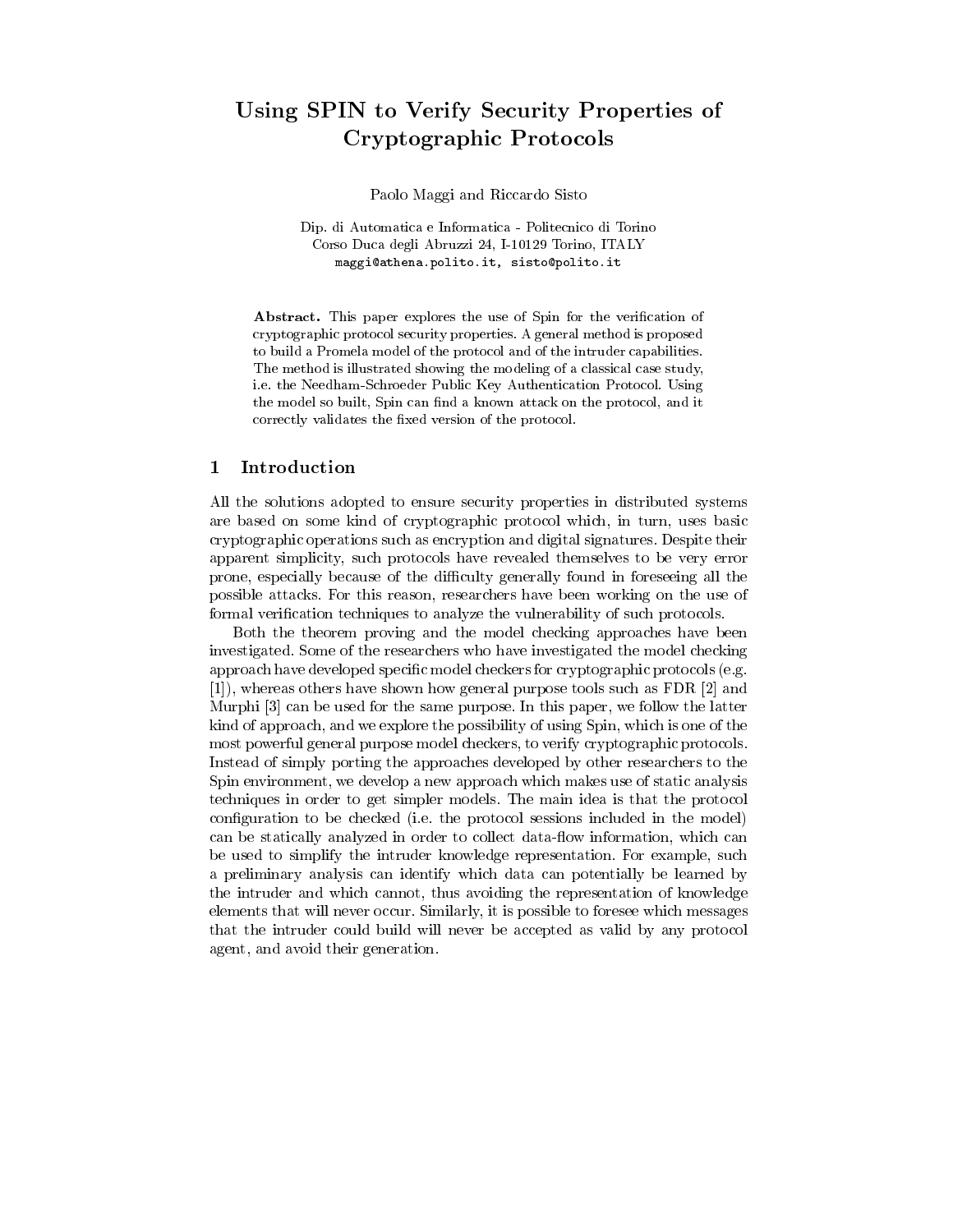# Using SPIN to Verify Security Properties of Cryptographic Protocols

Paolo Maggi and Riccardo Sisto

Dip. di Automatica e Informatica - Politecnico di Torino
Corso Duca degli Abruzzi 24, I-10129 Torino, ITALY
maggi@athena.polito.it, sisto@polito.it

**Abstract.** This paper explores the use of Spin for the verification of cryptographic protocol security properties. A general method is proposed to build a Promela model of the protocol and of the intruder capabilities. The method is illustrated showing the modeling of a classical case study, i.e. the Needham-Schroeder Public Key Authentication Protocol. Using the model so built, Spin can find a known attack on the protocol, and it correctly validates the fixed version of the protocol.

## 1 Introduction

All the solutions adopted to ensure security properties in distributed systems are based on some kind of cryptographic protocol which, in turn, uses basic cryptographic operations such as encryption and digital signatures. Despite their apparent simplicity, such protocols have revealed themselves to be very error prone, especially because of the difficulty generally found in foreseeing all the possible attacks. For this reason, researchers have been working on the use of formal verification techniques to analyze the vulnerability of such protocols.

Both the theorem proving and the model checking approaches have been investigated. Some of the researchers who have investigated the model checking approach have developed specific model checkers for cryptographic protocols (e.g. [1]), whereas others have shown how general purpose tools such as FDR [2] and Murphi [3] can be used for the same purpose. In this paper, we follow the latter kind of approach, and we explore the possibility of using Spin, which is one of the most powerful general purpose model checkers, to verify cryptographic protocols. Instead of simply porting the approaches developed by other researchers to the Spin environment, we develop a new approach which makes use of static analysis techniques in order to get simpler models. The main idea is that the protocol configuration to be checked (i.e. the protocol sessions included in the model) can be statically analyzed in order to collect data-flow information, which can be used to simplify the intruder knowledge representation. For example, such a preliminary analysis can identify which data can potentially be learned by the intruder and which cannot, thus avoiding the representation of knowledge elements that will never occur. Similarly, it is possible to foresee which messages that the intruder could build will never be accepted as valid by any protocol agent, and avoid their generation.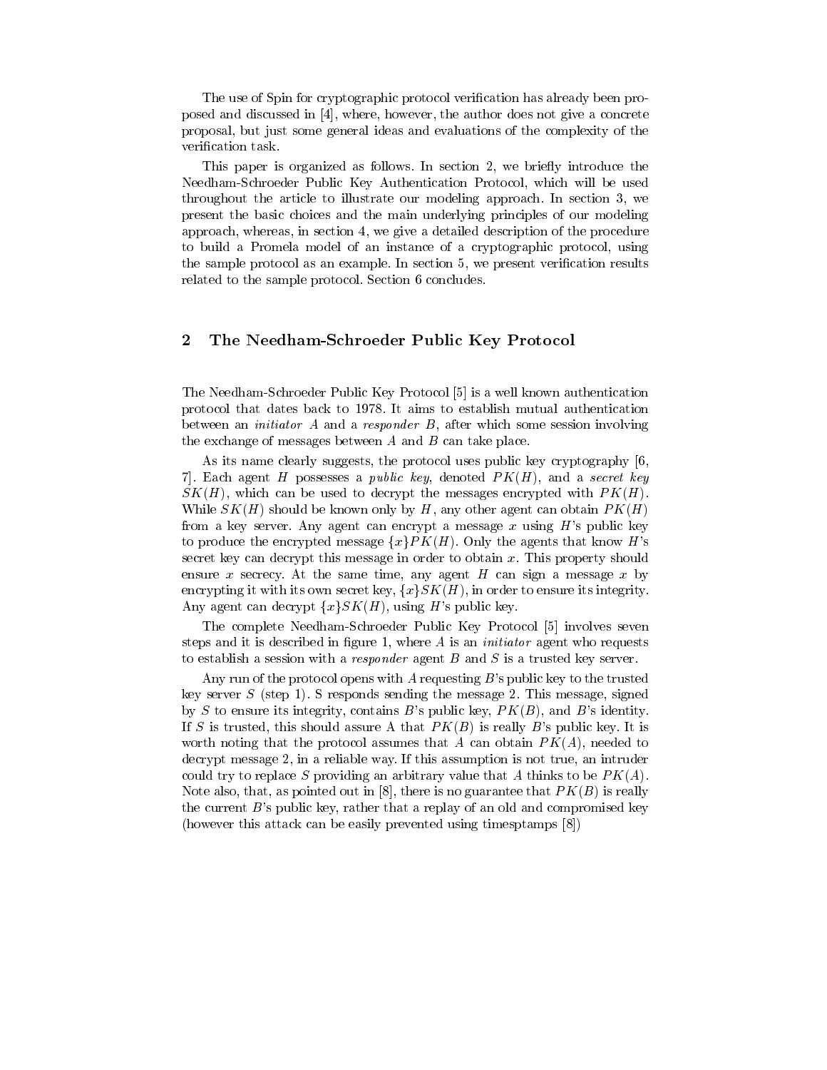The use of Spin for cryptographic protocol verification has already been proposed and discussed in [4], where, however, the author does not give a concrete proposal, but just some general ideas and evaluations of the complexity of the verification task.

This paper is organized as follows. In section 2, we briefly introduce the Needham-Schroeder Public Key Authentication Protocol, which will be used throughout the article to illustrate our modeling approach. In section 3, we present the basic choices and the main underlying principles of our modeling approach, whereas, in section 4, we give a detailed description of the procedure to build a Promela model of an instance of a cryptographic protocol, using the sample protocol as an example. In section 5, we present verification results related to the sample protocol. Section 6 concludes.

## 2 The Needham-Schroeder Public Key Protocol

The Needham-Schroeder Public Key Protocol [5] is a well known authentication protocol that dates back to 1978. It aims to establish mutual authentication between an *initiator* $A$ and a *responder* $B$, after which some session involving the exchange of messages between $A$ and $B$ can take place.

As its name clearly suggests, the protocol uses public key cryptography [6, 7]. Each agent $H$ possesses a *public key*, denoted $PK(H)$, and a *secret key* $SK(H)$, which can be used to decrypt the messages encrypted with $PK(H)$. While $SK(H)$ should be known only by $H$, any other agent can obtain $PK(H)$ from a key server. Any agent can encrypt a message $x$ using $H$'s public key to produce the encrypted message $\{x\}PK(H)$. Only the agents that know $H$'s secret key can decrypt this message in order to obtain $x$. This property should ensure $x$ secrecy. At the same time, any agent $H$ can sign a message $x$ by encrypting it with its own secret key, $\{x\}SK(H)$, in order to ensure its integrity. Any agent can decrypt $\{x\}SK(H)$, using $H$'s public key.

The complete Needham-Schroeder Public Key Protocol [5] involves seven steps and it is described in figure 1, where $A$ is an *initiator* agent who requests to establish a session with a *responder* agent $B$ and $S$ is a trusted key server.

Any run of the protocol opens with $A$ requesting $B$'s public key to the trusted key server $S$ (step 1). S responds sending the message 2. This message, signed by $S$ to ensure its integrity, contains $B$'s public key, $PK(B)$, and $B$'s identity. If $S$ is trusted, this should assure A that $PK(B)$ is really $B$'s public key. It is worth noting that the protocol assumes that $A$ can obtain $PK(A)$, needed to decrypt message 2, in a reliable way. If this assumption is not true, an intruder could try to replace $S$ providing an arbitrary value that $A$ thinks to be $PK(A)$. Note also, that, as pointed out in [8], there is no guarantee that $PK(B)$ is really the current $B$'s public key, rather that a replay of an old and compromised key (however this attack can be easily prevented using timesptamps [8])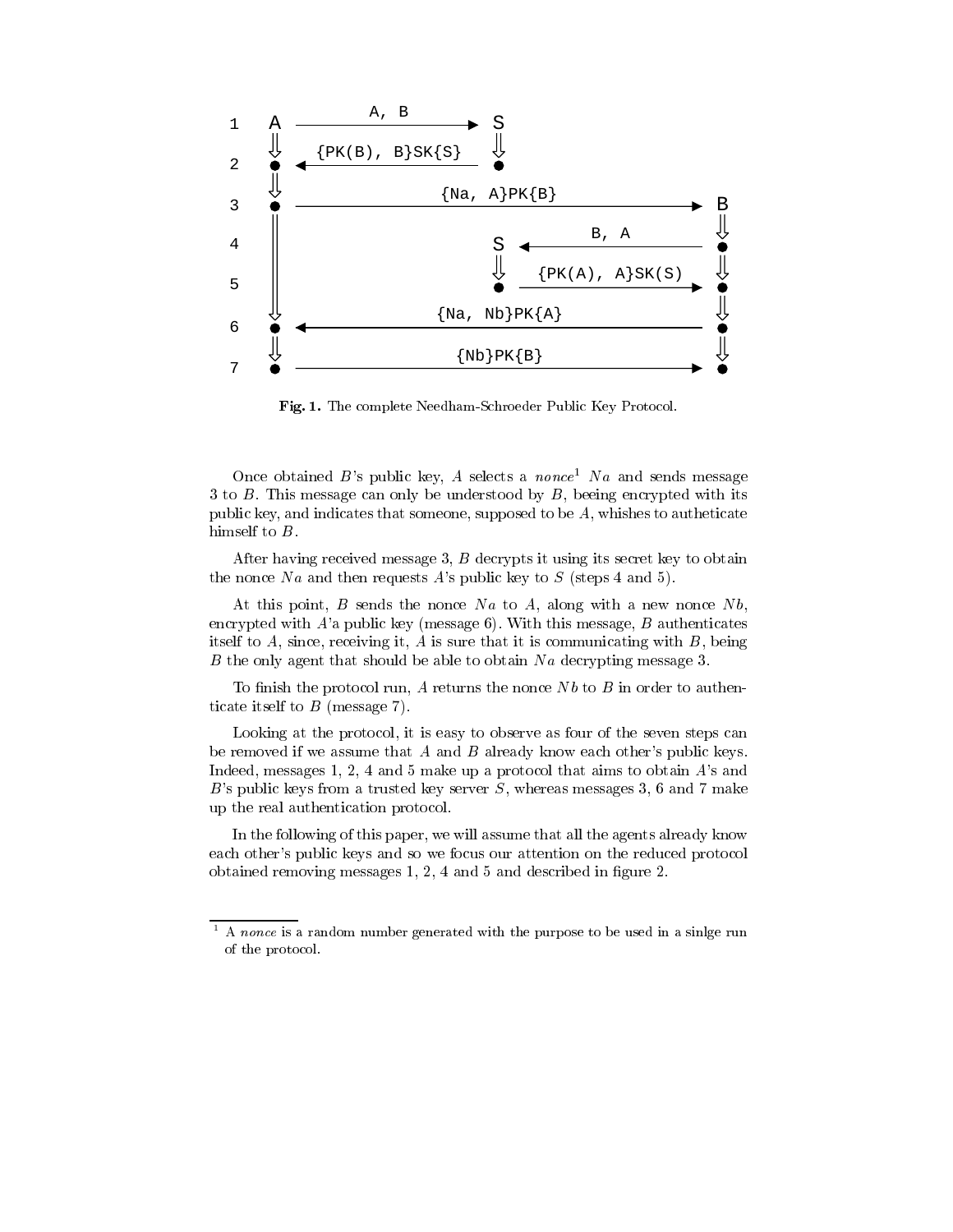| | A | | S | | B |
|---|---|---|---|---|---|
| 1 | A | A, B → | S | | |
| 2 | ● | ← {PK(B), B}SK{S} | ● | | |
| 3 | ● | {Na, A}PK{B} → | | | B |
| 4 | | | S | ← B, A | ● |
| 5 | | | ● | {PK(A), A}SK(S) → | ● |
| 6 | ● | ← {Na, Nb}PK{A} | | | ● |
| 7 | ● | {Nb}PK{B} → | | | ● |

**Fig. 1.** The complete Needham-Schroeder Public Key Protocol.

Once obtained $B$'s public key, $A$ selects a *nonce*[1] $Na$ and sends message 3 to $B$. This message can only be understood by $B$, beeing encrypted with its public key, and indicates that someone, supposed to be $A$, whishes to autheticate himself to $B$.

After having received message 3, $B$ decrypts it using its secret key to obtain the nonce $Na$ and then requests $A$'s public key to $S$ (steps 4 and 5).

At this point, $B$ sends the nonce $Na$ to $A$, along with a new nonce $Nb$, encrypted with $A$'a public key (message 6). With this message, $B$ authenticates itself to $A$, since, receiving it, $A$ is sure that it is communicating with $B$, being $B$ the only agent that should be able to obtain $Na$ decrypting message 3.

To finish the protocol run, $A$ returns the nonce $Nb$ to $B$ in order to authenticate itself to $B$ (message 7).

Looking at the protocol, it is easy to observe as four of the seven steps can be removed if we assume that $A$ and $B$ already know each other's public keys. Indeed, messages 1, 2, 4 and 5 make up a protocol that aims to obtain $A$'s and $B$'s public keys from a trusted key server $S$, whereas messages 3, 6 and 7 make up the real authentication protocol.

In the following of this paper, we will assume that all the agents already know each other's public keys and so we focus our attention on the reduced protocol obtained removing messages 1, 2, 4 and 5 and described in figure 2.

[1] A *nonce* is a random number generated with the purpose to be used in a sinlge run of the protocol.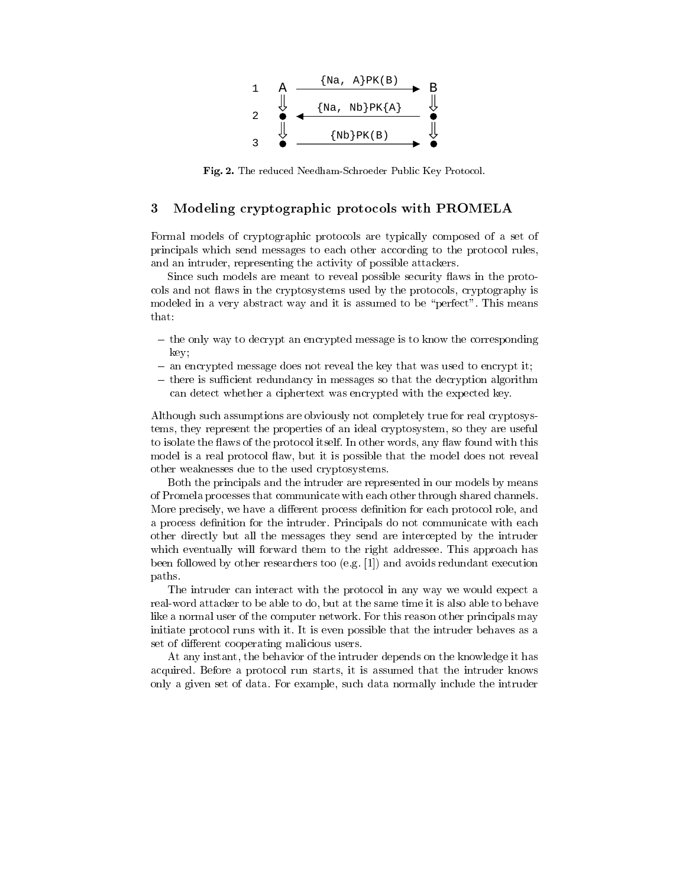1 A {Na, A}PK(B) B

2 {Na, Nb}PK{A}

3 {Nb}PK(B)

**Fig. 2.** The reduced Needham-Schroeder Public Key Protocol.

## 3 Modeling cryptographic protocols with PROMELA

Formal models of cryptographic protocols are typically composed of a set of principals which send messages to each other according to the protocol rules, and an intruder, representing the activity of possible attackers.

Since such models are meant to reveal possible security flaws in the protocols and not flaws in the cryptosystems used by the protocols, cryptography is modeled in a very abstract way and it is assumed to be "perfect". This means that:

- the only way to decrypt an encrypted message is to know the corresponding key;
- an encrypted message does not reveal the key that was used to encrypt it;
- there is sufficient redundancy in messages so that the decryption algorithm can detect whether a ciphertext was encrypted with the expected key.

Although such assumptions are obviously not completely true for real cryptosystems, they represent the properties of an ideal cryptosystem, so they are useful to isolate the flaws of the protocol itself. In other words, any flaw found with this model is a real protocol flaw, but it is possible that the model does not reveal other weaknesses due to the used cryptosystems.

Both the principals and the intruder are represented in our models by means of Promela processes that communicate with each other through shared channels. More precisely, we have a different process definition for each protocol role, and a process definition for the intruder. Principals do not communicate with each other directly but all the messages they send are intercepted by the intruder which eventually will forward them to the right addressee. This approach has been followed by other researchers too (e.g. [1]) and avoids redundant execution paths.

The intruder can interact with the protocol in any way we would expect a real-word attacker to be able to do, but at the same time it is also able to behave like a normal user of the computer network. For this reason other principals may initiate protocol runs with it. It is even possible that the intruder behaves as a set of different cooperating malicious users.

At any instant, the behavior of the intruder depends on the knowledge it has acquired. Before a protocol run starts, it is assumed that the intruder knows only a given set of data. For example, such data normally include the intruder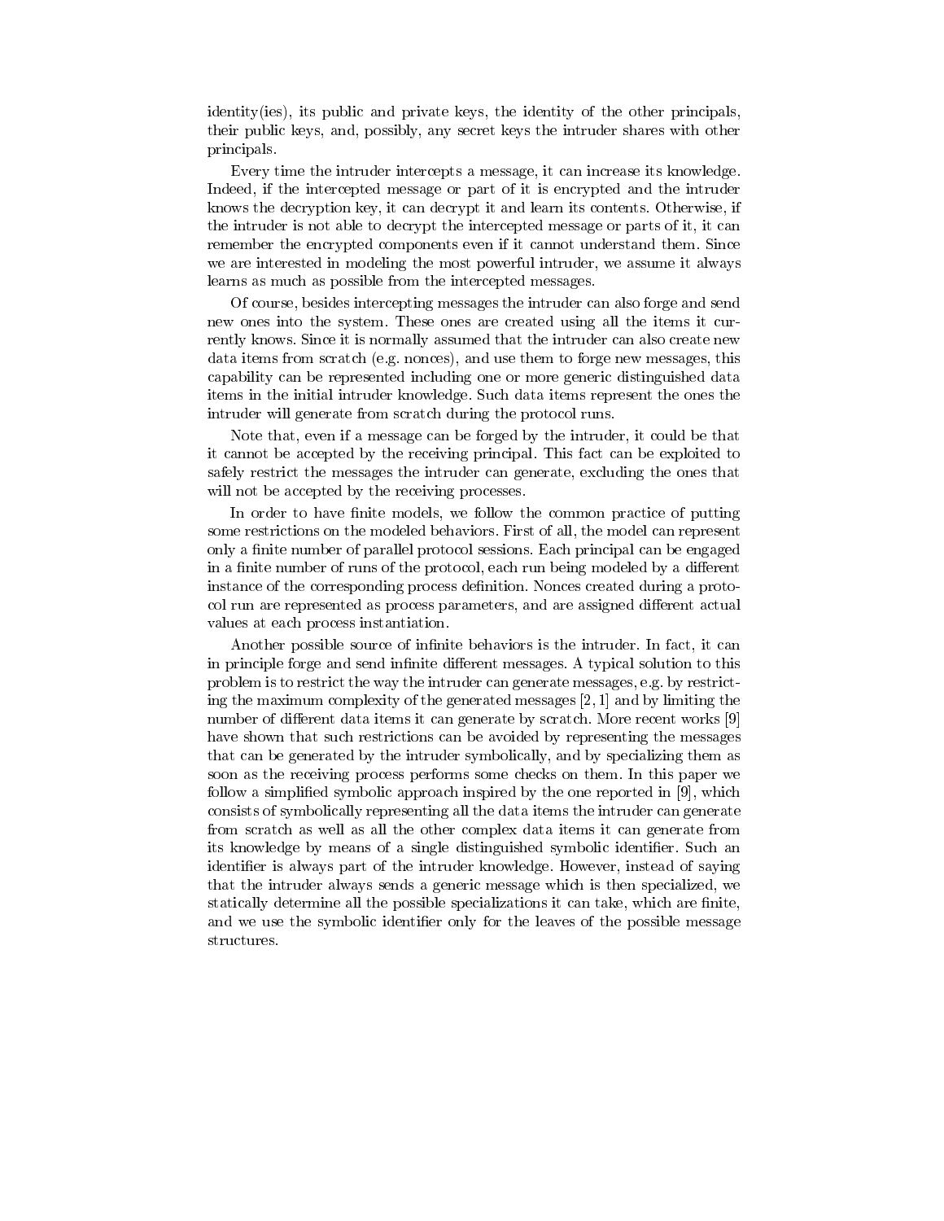identity(ies), its public and private keys, the identity of the other principals, their public keys, and, possibly, any secret keys the intruder shares with other principals.

Every time the intruder intercepts a message, it can increase its knowledge. Indeed, if the intercepted message or part of it is encrypted and the intruder knows the decryption key, it can decrypt it and learn its contents. Otherwise, if the intruder is not able to decrypt the intercepted message or parts of it, it can remember the encrypted components even if it cannot understand them. Since we are interested in modeling the most powerful intruder, we assume it always learns as much as possible from the intercepted messages.

Of course, besides intercepting messages the intruder can also forge and send new ones into the system. These ones are created using all the items it currently knows. Since it is normally assumed that the intruder can also create new data items from scratch (e.g. nonces), and use them to forge new messages, this capability can be represented including one or more generic distinguished data items in the initial intruder knowledge. Such data items represent the ones the intruder will generate from scratch during the protocol runs.

Note that, even if a message can be forged by the intruder, it could be that it cannot be accepted by the receiving principal. This fact can be exploited to safely restrict the messages the intruder can generate, excluding the ones that will not be accepted by the receiving processes.

In order to have finite models, we follow the common practice of putting some restrictions on the modeled behaviors. First of all, the model can represent only a finite number of parallel protocol sessions. Each principal can be engaged in a finite number of runs of the protocol, each run being modeled by a different instance of the corresponding process definition. Nonces created during a protocol run are represented as process parameters, and are assigned different actual values at each process instantiation.

Another possible source of infinite behaviors is the intruder. In fact, it can in principle forge and send infinite different messages. A typical solution to this problem is to restrict the way the intruder can generate messages, e.g. by restricting the maximum complexity of the generated messages [2, 1] and by limiting the number of different data items it can generate by scratch. More recent works [9] have shown that such restrictions can be avoided by representing the messages that can be generated by the intruder symbolically, and by specializing them as soon as the receiving process performs some checks on them. In this paper we follow a simplified symbolic approach inspired by the one reported in [9], which consists of symbolically representing all the data items the intruder can generate from scratch as well as all the other complex data items it can generate from its knowledge by means of a single distinguished symbolic identifier. Such an identifier is always part of the intruder knowledge. However, instead of saying that the intruder always sends a generic message which is then specialized, we statically determine all the possible specializations it can take, which are finite, and we use the symbolic identifier only for the leaves of the possible message structures.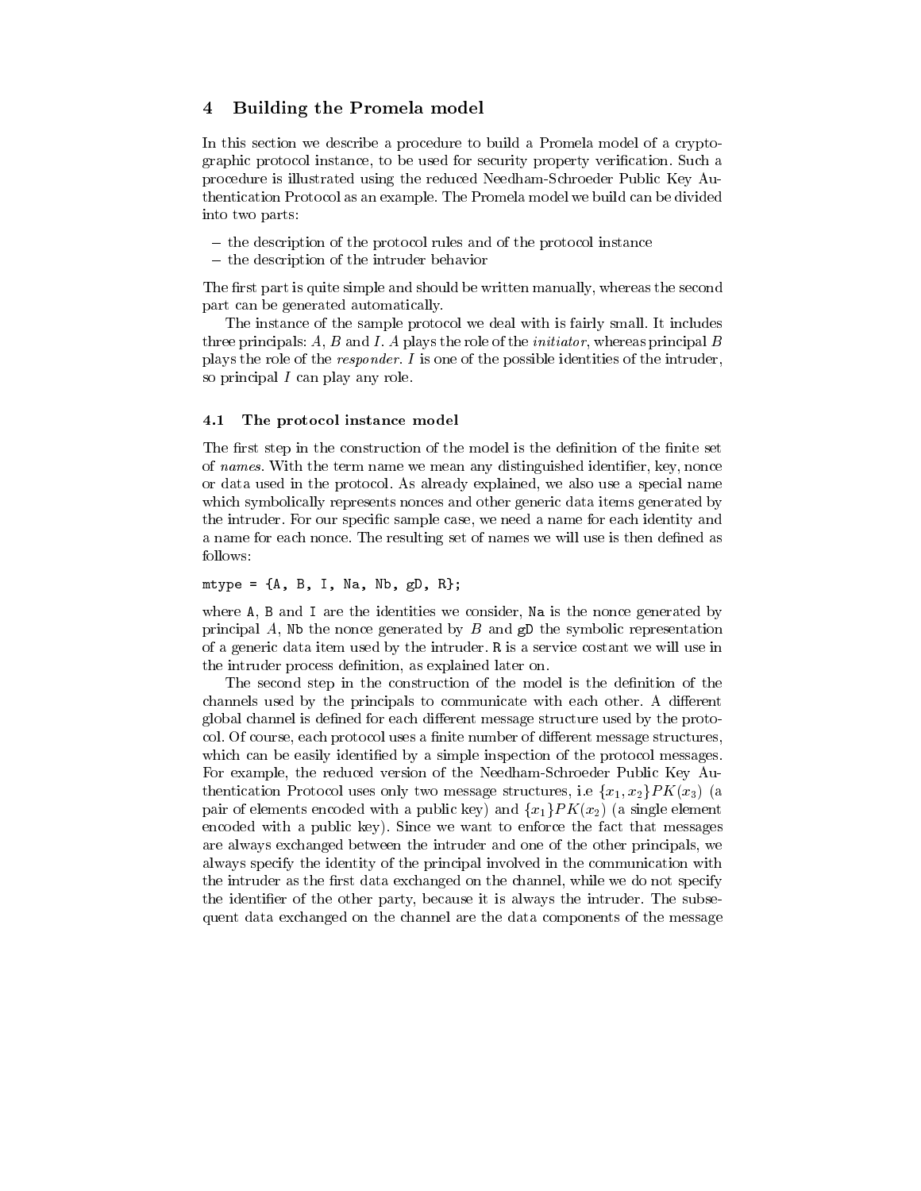## 4 Building the Promela model

In this section we describe a procedure to build a Promela model of a cryptographic protocol instance, to be used for security property verification. Such a procedure is illustrated using the reduced Needham-Schroeder Public Key Authentication Protocol as an example. The Promela model we build can be divided into two parts:

- the description of the protocol rules and of the protocol instance
- the description of the intruder behavior

The first part is quite simple and should be written manually, whereas the second part can be generated automatically.

The instance of the sample protocol we deal with is fairly small. It includes three principals: $A$, $B$ and $I$. $A$ plays the role of the *initiator*, whereas principal $B$ plays the role of the *responder*. $I$ is one of the possible identities of the intruder, so principal $I$ can play any role.

### 4.1 The protocol instance model

The first step in the construction of the model is the definition of the finite set of *names*. With the term name we mean any distinguished identifier, key, nonce or data used in the protocol. As already explained, we also use a special name which symbolically represents nonces and other generic data items generated by the intruder. For our specific sample case, we need a name for each identity and a name for each nonce. The resulting set of names we will use is then defined as follows:

```
mtype = {A, B, I, Na, Nb, gD, R};
```

where `A`, `B` and `I` are the identities we consider, `Na` is the nonce generated by principal $A$, `Nb` the nonce generated by $B$ and `gD` the symbolic representation of a generic data item used by the intruder. `R` is a service costant we will use in the intruder process definition, as explained later on.

The second step in the construction of the model is the definition of the channels used by the principals to communicate with each other. A different global channel is defined for each different message structure used by the protocol. Of course, each protocol uses a finite number of different message structures, which can be easily identified by a simple inspection of the protocol messages. For example, the reduced version of the Needham-Schroeder Public Key Authentication Protocol uses only two message structures, i.e $\{x_1, x_2\}PK(x_3)$ (a pair of elements encoded with a public key) and $\{x_1\}PK(x_2)$ (a single element encoded with a public key). Since we want to enforce the fact that messages are always exchanged between the intruder and one of the other principals, we always specify the identity of the principal involved in the communication with the intruder as the first data exchanged on the channel, while we do not specify the identifier of the other party, because it is always the intruder. The subsequent data exchanged on the channel are the data components of the message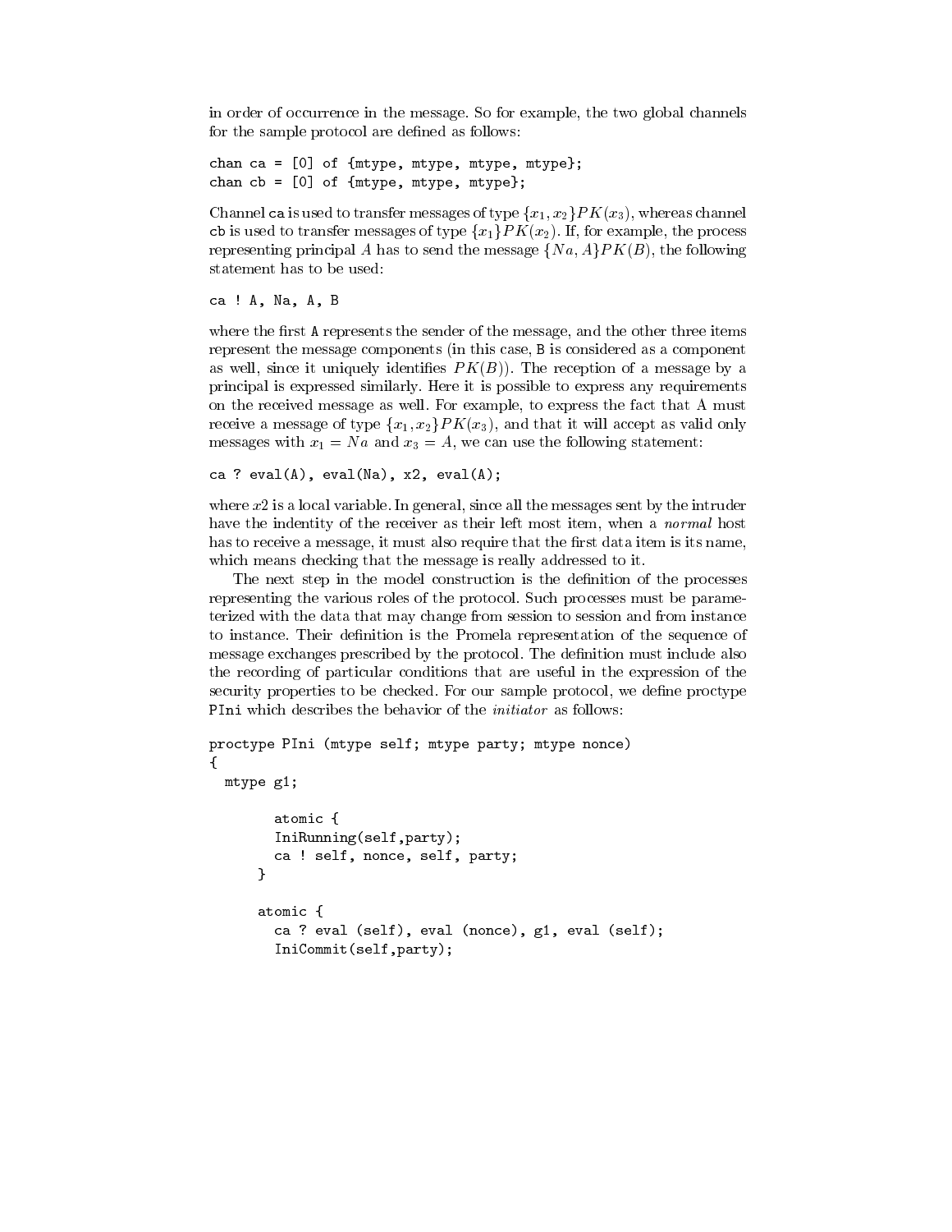in order of occurrence in the message. So for example, the two global channels for the sample protocol are defined as follows:

```
chan ca = [0] of {mtype, mtype, mtype, mtype};
chan cb = [0] of {mtype, mtype, mtype};
```

Channel `ca` is used to transfer messages of type $\{x_1, x_2\}PK(x_3)$, whereas channel `cb` is used to transfer messages of type $\{x_1\}PK(x_2)$. If, for example, the process representing principal $A$ has to send the message $\{Na, A\}PK(B)$, the following statement has to be used:

```
ca ! A, Na, A, B
```

where the first `A` represents the sender of the message, and the other three items represent the message components (in this case, `B` is considered as a component as well, since it uniquely identifies $PK(B)$). The reception of a message by a principal is expressed similarly. Here it is possible to express any requirements on the received message as well. For example, to express the fact that A must receive a message of type $\{x_1, x_2\}PK(x_3)$, and that it will accept as valid only messages with $x_1 = Na$ and $x_3 = A$, we can use the following statement:

```
ca ? eval(A), eval(Na), x2, eval(A);
```

where $x2$ is a local variable. In general, since all the messages sent by the intruder have the indentity of the receiver as their left most item, when a *normal* host has to receive a message, it must also require that the first data item is its name, which means checking that the message is really addressed to it.

The next step in the model construction is the definition of the processes representing the various roles of the protocol. Such processes must be parameterized with the data that may change from session to session and from instance to instance. Their definition is the Promela representation of the sequence of message exchanges prescribed by the protocol. The definition must include also the recording of particular conditions that are useful in the expression of the security properties to be checked. For our sample protocol, we define proctype `PIni` which describes the behavior of the *initiator* as follows:

```
proctype PIni (mtype self; mtype party; mtype nonce)
{
  mtype g1;

        atomic {
        IniRunning(self,party);
        ca ! self, nonce, self, party;
      }

      atomic {
        ca ? eval (self), eval (nonce), g1, eval (self);
        IniCommit(self,party);
```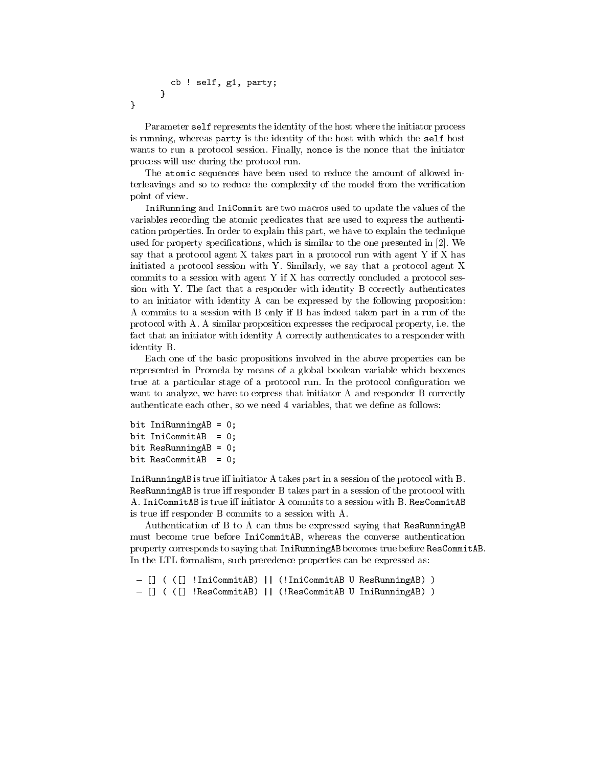```
      cb ! self, g1, party;
    }
}
```

Parameter `self` represents the identity of the host where the initiator process is running, whereas `party` is the identity of the host with which the `self` host wants to run a protocol session. Finally, `nonce` is the nonce that the initiator process will use during the protocol run.

The `atomic` sequences have been used to reduce the amount of allowed interleavings and so to reduce the complexity of the model from the verification point of view.

`IniRunning` and `IniCommit` are two macros used to update the values of the variables recording the atomic predicates that are used to express the authentication properties. In order to explain this part, we have to explain the technique used for property specifications, which is similar to the one presented in [2]. We say that a protocol agent X takes part in a protocol run with agent Y if X has initiated a protocol session with Y. Similarly, we say that a protocol agent X commits to a session with agent Y if X has correctly concluded a protocol session with Y. The fact that a responder with identity B correctly authenticates to an initiator with identity A can be expressed by the following proposition: A commits to a session with B only if B has indeed taken part in a run of the protocol with A. A similar proposition expresses the reciprocal property, i.e. the fact that an initiator with identity A correctly authenticates to a responder with identity B.

Each one of the basic propositions involved in the above properties can be represented in Promela by means of a global boolean variable which becomes true at a particular stage of a protocol run. In the protocol configuration we want to analyze, we have to express that initiator A and responder B correctly authenticate each other, so we need 4 variables, that we define as follows:

```
bit IniRunningAB = 0;
bit IniCommitAB  = 0;
bit ResRunningAB = 0;
bit ResCommitAB  = 0;
```

`IniRunningAB` is true iff initiator A takes part in a session of the protocol with B. `ResRunningAB` is true iff responder B takes part in a session of the protocol with A. `IniCommitAB` is true iff initiator A commits to a session with B. `ResCommitAB` is true iff responder B commits to a session with A.

Authentication of B to A can thus be expressed saying that `ResRunningAB` must become true before `IniCommitAB`, whereas the converse authentication property corresponds to saying that `IniRunningAB` becomes true before `ResCommitAB`. In the LTL formalism, such precedence properties can be expressed as:

- `[] ( ([] !IniCommitAB) || (!IniCommitAB U ResRunningAB) )`
- `[] ( ([] !ResCommitAB) || (!ResCommitAB U IniRunningAB) )`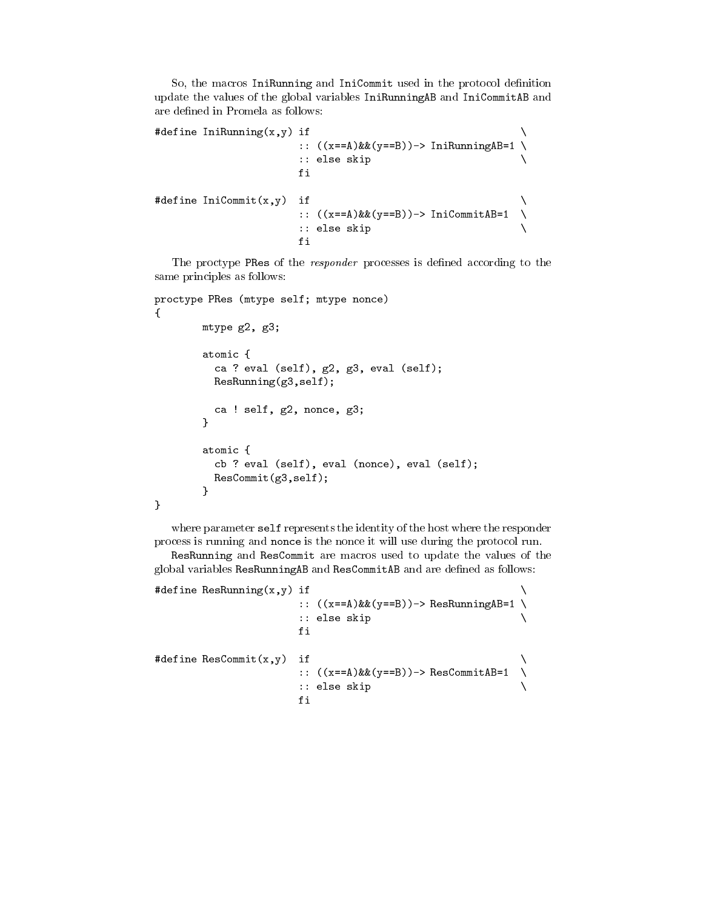So, the macros `IniRunning` and `IniCommit` used in the protocol definition update the values of the global variables `IniRunningAB` and `IniCommitAB` and are defined in Promela as follows:

```
#define IniRunning(x,y) if                                  \
                        :: ((x==A)&&(y==B))-> IniRunningAB=1 \
                        :: else skip                        \
                        fi

#define IniCommit(x,y)  if                                  \
                        :: ((x==A)&&(y==B))-> IniCommitAB=1  \
                        :: else skip                        \
                        fi
```

The proctype `PRes` of the *responder* processes is defined according to the same principles as follows:

```
proctype PRes (mtype self; mtype nonce)
{
        mtype g2, g3;

        atomic {
          ca ? eval (self), g2, g3, eval (self);
          ResRunning(g3,self);

          ca ! self, g2, nonce, g3;
        }

        atomic {
          cb ? eval (self), eval (nonce), eval (self);
          ResCommit(g3,self);
        }
}
```

where parameter `self` represents the identity of the host where the responder process is running and `nonce` is the nonce it will use during the protocol run.

`ResRunning` and `ResCommit` are macros used to update the values of the global variables `ResRunningAB` and `ResCommitAB` and are defined as follows:

```
#define ResRunning(x,y) if                                  \
                        :: ((x==A)&&(y==B))-> ResRunningAB=1 \
                        :: else skip                        \
                        fi

#define ResCommit(x,y)  if                                  \
                        :: ((x==A)&&(y==B))-> ResCommitAB=1  \
                        :: else skip                        \
                        fi
```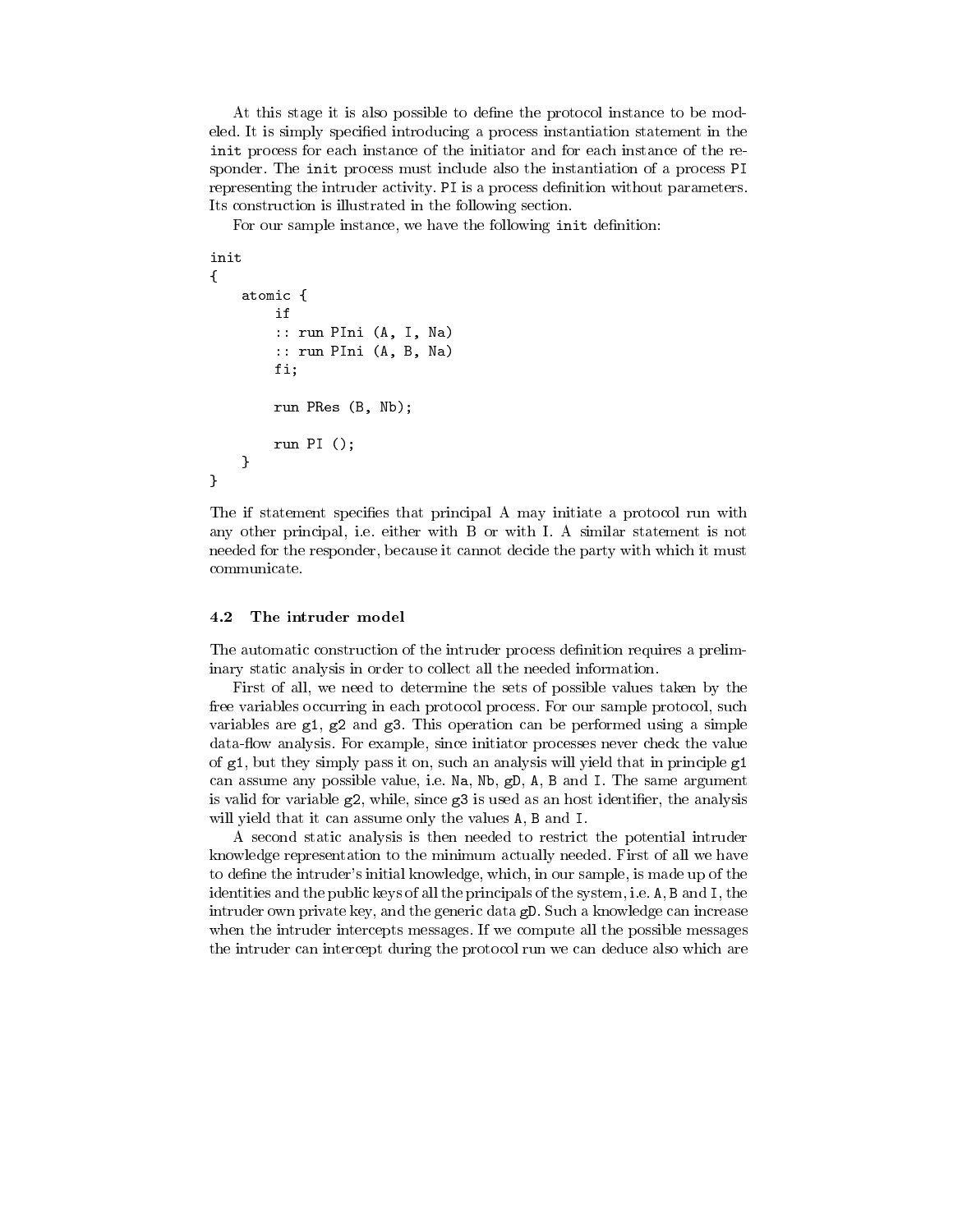At this stage it is also possible to define the protocol instance to be modeled. It is simply specified introducing a process instantiation statement in the `init` process for each instance of the initiator and for each instance of the responder. The `init` process must include also the instantiation of a process `PI` representing the intruder activity. `PI` is a process definition without parameters. Its construction is illustrated in the following section.

For our sample instance, we have the following `init` definition:

```
init
{
    atomic {
        if
        :: run PIni (A, I, Na)
        :: run PIni (A, B, Na)
        fi;

        run PRes (B, Nb);

        run PI ();
    }
}
```

The if statement specifies that principal A may initiate a protocol run with any other principal, i.e. either with B or with I. A similar statement is not needed for the responder, because it cannot decide the party with which it must communicate.

### 4.2 The intruder model

The automatic construction of the intruder process definition requires a preliminary static analysis in order to collect all the needed information.

First of all, we need to determine the sets of possible values taken by the free variables occurring in each protocol process. For our sample protocol, such variables are `g1`, `g2` and `g3`. This operation can be performed using a simple data-flow analysis. For example, since initiator processes never check the value of `g1`, but they simply pass it on, such an analysis will yield that in principle `g1` can assume any possible value, i.e. `Na`, `Nb`, `gD`, `A`, `B` and `I`. The same argument is valid for variable `g2`, while, since `g3` is used as an host identifier, the analysis will yield that it can assume only the values `A`, `B` and `I`.

A second static analysis is then needed to restrict the potential intruder knowledge representation to the minimum actually needed. First of all we have to define the intruder's initial knowledge, which, in our sample, is made up of the identities and the public keys of all the principals of the system, i.e. `A`, `B` and `I`, the intruder own private key, and the generic data `gD`. Such a knowledge can increase when the intruder intercepts messages. If we compute all the possible messages the intruder can intercept during the protocol run we can deduce also which are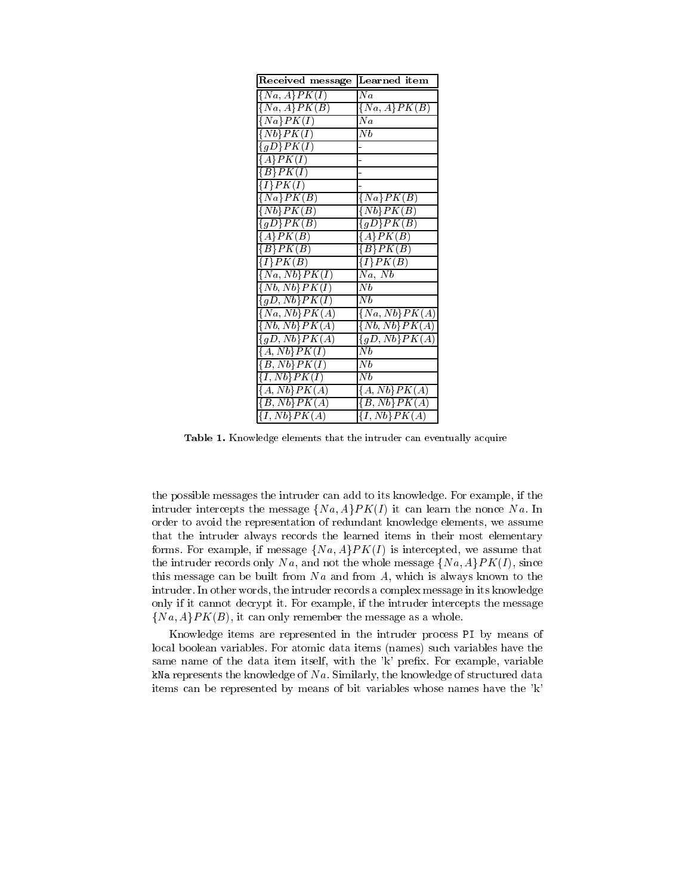| Received message | Learned item |
| --- | --- |
| $\{Na, A\}PK(I)$ | $Na$ |
| $\{Na, A\}PK(B)$ | $\{Na, A\}PK(B)$ |
| $\{Na\}PK(I)$ | $Na$ |
| $\{Nb\}PK(I)$ | $Nb$ |
| $\{gD\}PK(I)$ | - |
| $\{A\}PK(I)$ | - |
| $\{B\}PK(I)$ | - |
| $\{I\}PK(I)$ | - |
| $\{Na\}PK(B)$ | $\{Na\}PK(B)$ |
| $\{Nb\}PK(B)$ | $\{Nb\}PK(B)$ |
| $\{gD\}PK(B)$ | $\{gD\}PK(B)$ |
| $\{A\}PK(B)$ | $\{A\}PK(B)$ |
| $\{B\}PK(B)$ | $\{B\}PK(B)$ |
| $\{I\}PK(B)$ | $\{I\}PK(B)$ |
| $\{Na, Nb\}PK(I)$ | $Na$, $Nb$ |
| $\{Nb, Nb\}PK(I)$ | $Nb$ |
| $\{gD, Nb\}PK(I)$ | $Nb$ |
| $\{Na, Nb\}PK(A)$ | $\{Na, Nb\}PK(A)$ |
| $\{Nb, Nb\}PK(A)$ | $\{Nb, Nb\}PK(A)$ |
| $\{gD, Nb\}PK(A)$ | $\{gD, Nb\}PK(A)$ |
| $\{A, Nb\}PK(I)$ | $Nb$ |
| $\{B, Nb\}PK(I)$ | $Nb$ |
| $\{I, Nb\}PK(I)$ | $Nb$ |
| $\{A, Nb\}PK(A)$ | $\{A, Nb\}PK(A)$ |
| $\{B, Nb\}PK(A)$ | $\{B, Nb\}PK(A)$ |
| $\{I, Nb\}PK(A)$ | $\{I, Nb\}PK(A)$ |

**Table 1.** Knowledge elements that the intruder can eventually acquire

the possible messages the intruder can add to its knowledge. For example, if the intruder intercepts the message $\{Na, A\}PK(I)$ it can learn the nonce $Na$. In order to avoid the representation of redundant knowledge elements, we assume that the intruder always records the learned items in their most elementary forms. For example, if message $\{Na, A\}PK(I)$ is intercepted, we assume that the intruder records only $Na$, and not the whole message $\{Na, A\}PK(I)$, since this message can be built from $Na$ and from $A$, which is always known to the intruder. In other words, the intruder records a complex message in its knowledge only if it cannot decrypt it. For example, if the intruder intercepts the message $\{Na, A\}PK(B)$, it can only remember the message as a whole.

Knowledge items are represented in the intruder process `PI` by means of local boolean variables. For atomic data items (names) such variables have the same name of the data item itself, with the 'k' prefix. For example, variable `kNa` represents the knowledge of $Na$. Similarly, the knowledge of structured data items can be represented by means of bit variables whose names have the 'k'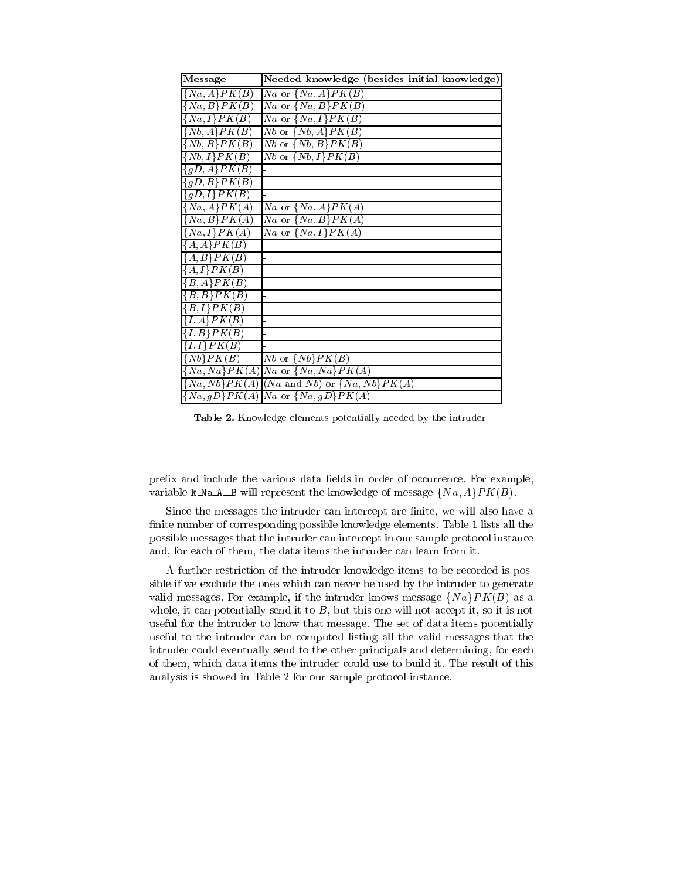| Message | Needed knowledge (besides initial knowledge) |
|---|---|
| $\{Na, A\}PK(B)$ | $Na$ or $\{Na, A\}PK(B)$ |
| $\{Na, B\}PK(B)$ | $Na$ or $\{Na, B\}PK(B)$ |
| $\{Na, I\}PK(B)$ | $Na$ or $\{Na, I\}PK(B)$ |
| $\{Nb, A\}PK(B)$ | $Nb$ or $\{Nb, A\}PK(B)$ |
| $\{Nb, B\}PK(B)$ | $Nb$ or $\{Nb, B\}PK(B)$ |
| $\{Nb, I\}PK(B)$ | $Nb$ or $\{Nb, I\}PK(B)$ |
| $\{gD, A\}PK(B)$ | - |
| $\{gD, B\}PK(B)$ | - |
| $\{gD, I\}PK(B)$ | - |
| $\{Na, A\}PK(A)$ | $Na$ or $\{Na, A\}PK(A)$ |
| $\{Na, B\}PK(A)$ | $Na$ or $\{Na, B\}PK(A)$ |
| $\{Na, I\}PK(A)$ | $Na$ or $\{Na, I\}PK(A)$ |
| $\{A, A\}PK(B)$ | - |
| $\{A, B\}PK(B)$ | - |
| $\{A, I\}PK(B)$ | - |
| $\{B, A\}PK(B)$ | - |
| $\{B, B\}PK(B)$ | - |
| $\{B, I\}PK(B)$ | - |
| $\{I, A\}PK(B)$ | - |
| $\{I, B\}PK(B)$ | - |
| $\{I, I\}PK(B)$ | - |
| $\{Nb\}PK(B)$ | $Nb$ or $\{Nb\}PK(B)$ |
| $\{Na, Na\}PK(A)$ | $Na$ or $\{Na, Na\}PK(A)$ |
| $\{Na, Nb\}PK(A)$ | ($Na$ and $Nb$) or $\{Na, Nb\}PK(A)$ |
| $\{Na, gD\}PK(A)$ | $Na$ or $\{Na, gD\}PK(A)$ |

**Table 2.** Knowledge elements potentially needed by the intruder

prefix and include the various data fields in order of occurrence. For example, variable `k_Na_A_B` will represent the knowledge of message $\{Na, A\}PK(B)$.

Since the messages the intruder can intercept are finite, we will also have a finite number of corresponding possible knowledge elements. Table 1 lists all the possible messages that the intruder can intercept in our sample protocol instance and, for each of them, the data items the intruder can learn from it.

A further restriction of the intruder knowledge items to be recorded is possible if we exclude the ones which can never be used by the intruder to generate valid messages. For example, if the intruder knows message $\{Na\}PK(B)$ as a whole, it can potentially send it to $B$, but this one will not accept it, so it is not useful for the intruder to know that message. The set of data items potentially useful to the intruder can be computed listing all the valid messages that the intruder could eventually send to the other principals and determining, for each of them, which data items the intruder could use to build it. The result of this analysis is showed in Table 2 for our sample protocol instance.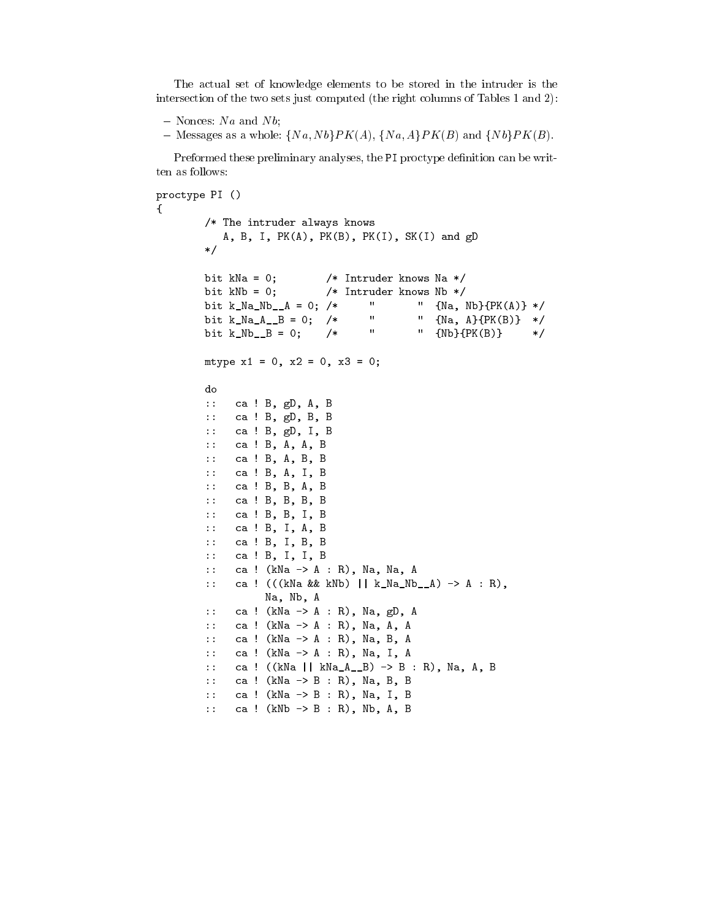The actual set of knowledge elements to be stored in the intruder is the intersection of the two sets just computed (the right columns of Tables 1 and 2):

- Nonces: $Na$ and $Nb$;
- Messages as a whole: $\{Na, Nb\}PK(A)$, $\{Na, A\}PK(B)$ and $\{Nb\}PK(B)$.

Preformed these preliminary analyses, the `PI` proctype definition can be written as follows:

```
proctype PI ()
{
        /* The intruder always knows
           A, B, I, PK(A), PK(B), PK(I), SK(I) and gD
        */

        bit kNa = 0;        /* Intruder knows Na */
        bit kNb = 0;        /* Intruder knows Nb */
        bit k_Na_Nb__A = 0; /*     "       "  {Na, Nb}{PK(A)} */
        bit k_Na_A__B = 0;  /*     "       "  {Na, A}{PK(B)}  */
        bit k_Nb__B = 0;    /*     "       "  {Nb}{PK(B)}     */

        mtype x1 = 0, x2 = 0, x3 = 0;

        do
        ::   ca ! B, gD, A, B
        ::   ca ! B, gD, B, B
        ::   ca ! B, gD, I, B
        ::   ca ! B, A, A, B
        ::   ca ! B, A, B, B
        ::   ca ! B, A, I, B
        ::   ca ! B, B, A, B
        ::   ca ! B, B, B, B
        ::   ca ! B, B, I, B
        ::   ca ! B, I, A, B
        ::   ca ! B, I, B, B
        ::   ca ! B, I, I, B
        ::   ca ! (kNa -> A : R), Na, Na, A
        ::   ca ! (((kNa && kNb) || k_Na_Nb__A) -> A : R),
                   Na, Nb, A
        ::   ca ! (kNa -> A : R), Na, gD, A
        ::   ca ! (kNa -> A : R), Na, A, A
        ::   ca ! (kNa -> A : R), Na, B, A
        ::   ca ! (kNa -> A : R), Na, I, A
        ::   ca ! ((kNa || kNa_A__B) -> B : R), Na, A, B
        ::   ca ! (kNa -> B : R), Na, B, B
        ::   ca ! (kNa -> B : R), Na, I, B
        ::   ca ! (kNb -> B : R), Nb, A, B
```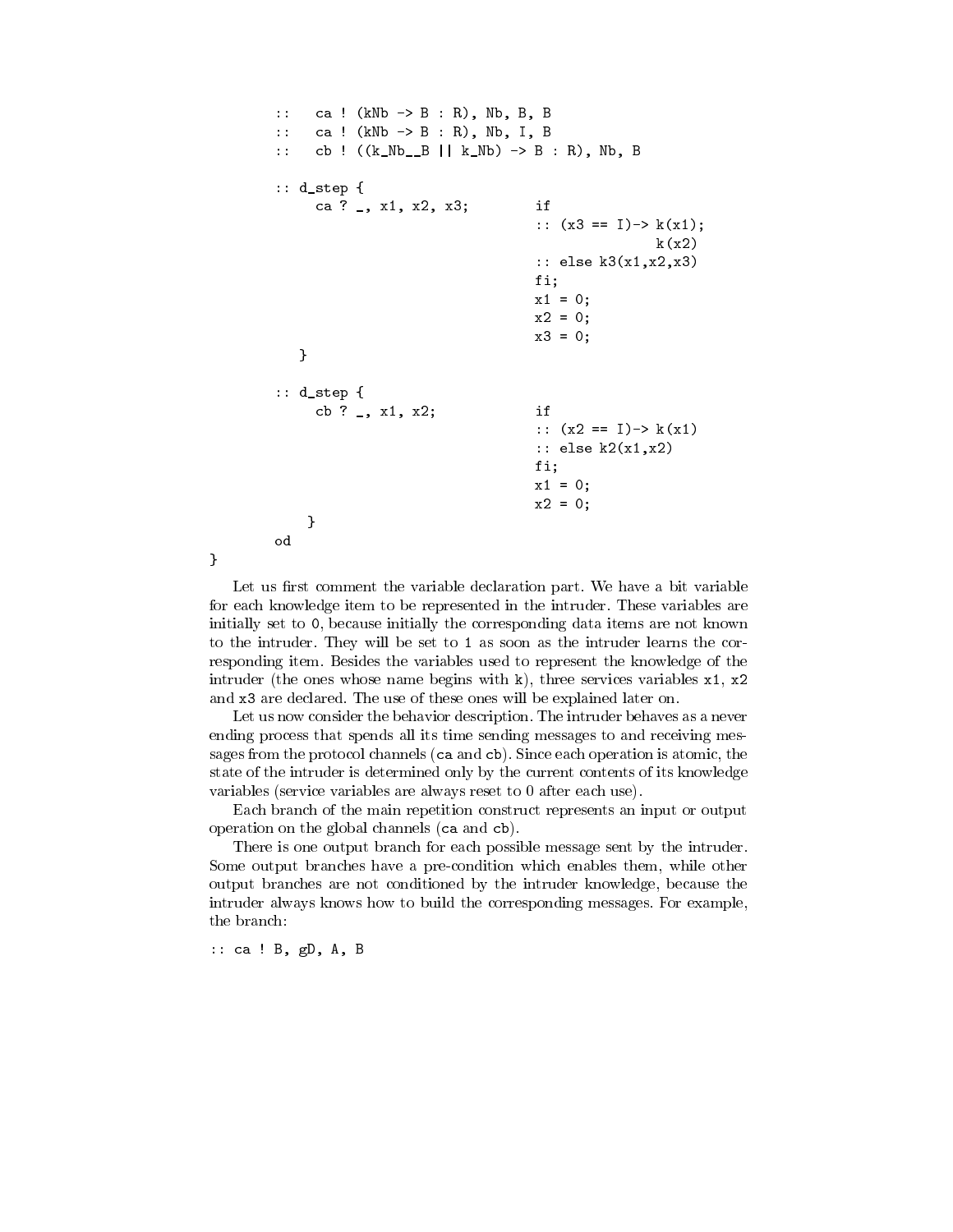```
        ::   ca ! (kNb -> B : R), Nb, B, B
        ::   ca ! (kNb -> B : R), Nb, I, B
        ::   cb ! ((k_Nb__B || k_Nb) -> B : R), Nb, B

        :: d_step {
             ca ? _, x1, x2, x3;         if
                                         :: (x3 == I)-> k(x1);
                                                        k(x2)
                                         :: else k3(x1,x2,x3)
                                         fi;
                                         x1 = 0;
                                         x2 = 0;
                                         x3 = 0;
           }

        :: d_step {
             cb ? _, x1, x2;             if
                                         :: (x2 == I)-> k(x1)
                                         :: else k2(x1,x2)
                                         fi;
                                         x1 = 0;
                                         x2 = 0;
            }
        od
}
```

Let us first comment the variable declaration part. We have a bit variable for each knowledge item to be represented in the intruder. These variables are initially set to 0, because initially the corresponding data items are not known to the intruder. They will be set to 1 as soon as the intruder learns the corresponding item. Besides the variables used to represent the knowledge of the intruder (the ones whose name begins with k), three services variables x1, x2 and x3 are declared. The use of these ones will be explained later on.

Let us now consider the behavior description. The intruder behaves as a never ending process that spends all its time sending messages to and receiving messages from the protocol channels (ca and cb). Since each operation is atomic, the state of the intruder is determined only by the current contents of its knowledge variables (service variables are always reset to 0 after each use).

Each branch of the main repetition construct represents an input or output operation on the global channels (ca and cb).

There is one output branch for each possible message sent by the intruder. Some output branches have a pre-condition which enables them, while other output branches are not conditioned by the intruder knowledge, because the intruder always knows how to build the corresponding messages. For example, the branch:

```
:: ca ! B, gD, A, B
```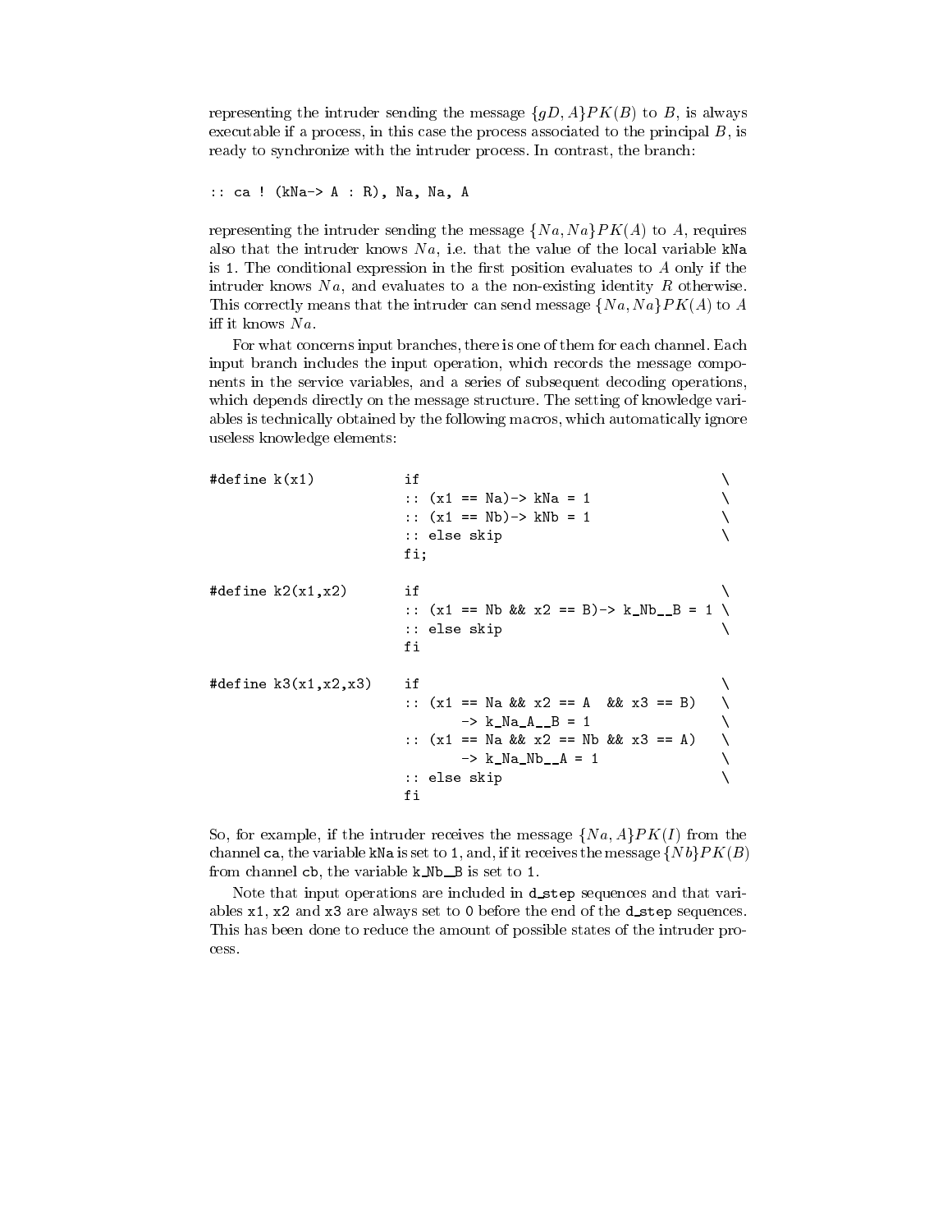representing the intruder sending the message $\{gD, A\}PK(B)$ to $B$, is always executable if a process, in this case the process associated to the principal $B$, is ready to synchronize with the intruder process. In contrast, the branch:

```
:: ca ! (kNa-> A : R), Na, Na, A
```

representing the intruder sending the message $\{Na, Na\}PK(A)$ to $A$, requires also that the intruder knows $Na$, i.e. that the value of the local variable `kNa` is `1`. The conditional expression in the first position evaluates to $A$ only if the intruder knows $Na$, and evaluates to a the non-existing identity $R$ otherwise. This correctly means that the intruder can send message $\{Na, Na\}PK(A)$ to $A$ iff it knows $Na$.

For what concerns input branches, there is one of them for each channel. Each input branch includes the input operation, which records the message components in the service variables, and a series of subsequent decoding operations, which depends directly on the message structure. The setting of knowledge variables is technically obtained by the following macros, which automatically ignore useless knowledge elements:

```
#define k(x1)           if                                      \
                        :: (x1 == Na)-> kNa = 1                 \
                        :: (x1 == Nb)-> kNb = 1                 \
                        :: else skip                            \
                        fi;

#define k2(x1,x2)       if                                      \
                        :: (x1 == Nb && x2 == B)-> k_Nb__B = 1 \
                        :: else skip                            \
                        fi

#define k3(x1,x2,x3)    if                                      \
                        :: (x1 == Na && x2 == A  && x3 == B)    \
                              -> k_Na_A__B = 1                  \
                        :: (x1 == Na && x2 == Nb && x3 == A)    \
                              -> k_Na_Nb__A = 1                 \
                        :: else skip                            \
                        fi
```

So, for example, if the intruder receives the message $\{Na, A\}PK(I)$ from the channel `ca`, the variable `kNa` is set to `1`, and, if it receives the message $\{Nb\}PK(B)$ from channel `cb`, the variable `k_Nb__B` is set to `1`.

Note that input operations are included in `d_step` sequences and that variables `x1`, `x2` and `x3` are always set to `0` before the end of the `d_step` sequences. This has been done to reduce the amount of possible states of the intruder process.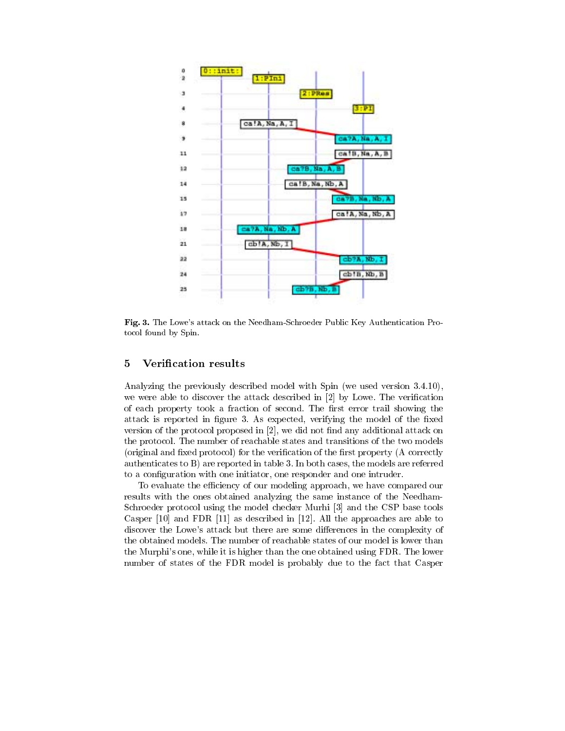**Fig. 3.** The Lowe's attack on the Needham-Schroeder Public Key Authentication Protocol found by Spin.

## 5 Verification results

Analyzing the previously described model with Spin (we used version 3.4.10), we were able to discover the attack described in [2] by Lowe. The verification of each property took a fraction of second. The first error trail showing the attack is reported in figure 3. As expected, verifying the model of the fixed version of the protocol proposed in [2], we did not find any additional attack on the protocol. The number of reachable states and transitions of the two models (original and fixed protocol) for the verification of the first property (A correctly authenticates to B) are reported in table 3. In both cases, the models are referred to a configuration with one initiator, one responder and one intruder.

To evaluate the efficiency of our modeling approach, we have compared our results with the ones obtained analyzing the same instance of the Needham-Schroeder protocol using the model checker Murhi [3] and the CSP base tools Casper [10] and FDR [11] as described in [12]. All the approaches are able to discover the Lowe's attack but there are some differences in the complexity of the obtained models. The number of reachable states of our model is lower than the Murphi's one, while it is higher than the one obtained using FDR. The lower number of states of the FDR model is probably due to the fact that Casper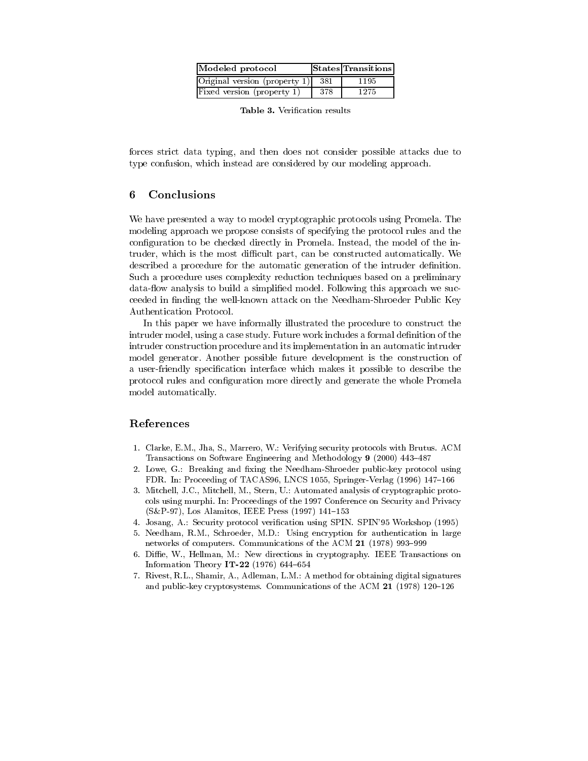| Modeled protocol | States | Transitions |
|---|---|---|
| Original version (property 1) | 381 | 1195 |
| Fixed version (property 1) | 378 | 1275 |

**Table 3.** Verification results

forces strict data typing, and then does not consider possible attacks due to type confusion, which instead are considered by our modeling approach.

## 6 Conclusions

We have presented a way to model cryptographic protocols using Promela. The modeling approach we propose consists of specifying the protocol rules and the configuration to be checked directly in Promela. Instead, the model of the intruder, which is the most difficult part, can be constructed automatically. We described a procedure for the automatic generation of the intruder definition. Such a procedure uses complexity reduction techniques based on a preliminary data-flow analysis to build a simplified model. Following this approach we succeeded in finding the well-known attack on the Needham-Shroeder Public Key Authentication Protocol.

In this paper we have informally illustrated the procedure to construct the intruder model, using a case study. Future work includes a formal definition of the intruder construction procedure and its implementation in an automatic intruder model generator. Another possible future development is the construction of a user-friendly specification interface which makes it possible to describe the protocol rules and configuration more directly and generate the whole Promela model automatically.

## References

1. Clarke, E.M., Jha, S., Marrero, W.: Verifying security protocols with Brutus. ACM Transactions on Software Engineering and Methodology **9** (2000) 443–487
2. Lowe, G.: Breaking and fixing the Needham-Shroeder public-key protocol using FDR. In: Proceeding of TACAS96, LNCS 1055, Springer-Verlag (1996) 147–166
3. Mitchell, J.C., Mitchell, M., Stern, U.: Automated analysis of cryptographic protocols using murphi. In: Proceedings of the 1997 Conference on Security and Privacy (S&P-97), Los Alamitos, IEEE Press (1997) 141–153
4. Josang, A.: Security protocol verification using SPIN. SPIN'95 Workshop (1995)
5. Needham, R.M., Schroeder, M.D.: Using encryption for authentication in large networks of computers. Communications of the ACM **21** (1978) 993–999
6. Diffie, W., Hellman, M.: New directions in cryptography. IEEE Transactions on Information Theory **IT-22** (1976) 644–654
7. Rivest, R.L., Shamir, A., Adleman, L.M.: A method for obtaining digital signatures and public-key cryptosystems. Communications of the ACM **21** (1978) 120–126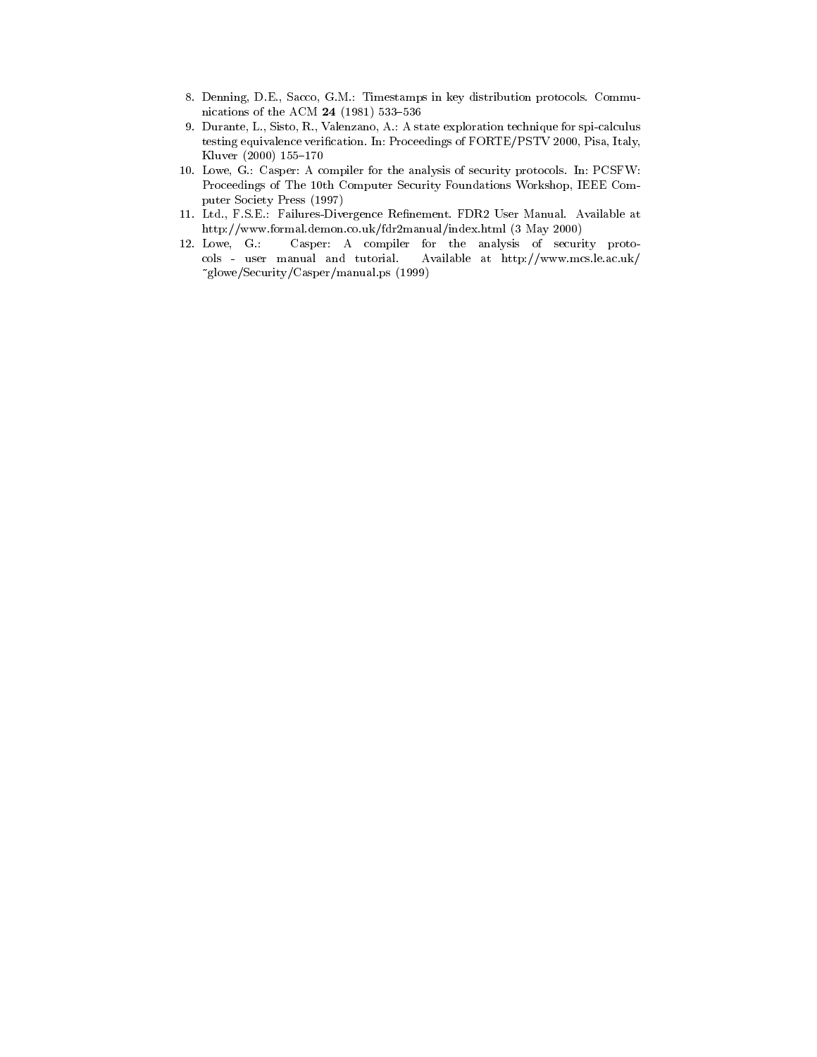8. Denning, D.E., Sacco, G.M.: Timestamps in key distribution protocols. Communications of the ACM **24** (1981) 533–536
9. Durante, L., Sisto, R., Valenzano, A.: A state exploration technique for spi-calculus testing equivalence verification. In: Proceedings of FORTE/PSTV 2000, Pisa, Italy, Kluver (2000) 155–170
10. Lowe, G.: Casper: A compiler for the analysis of security protocols. In: PCSFW: Proceedings of The 10th Computer Security Foundations Workshop, IEEE Computer Society Press (1997)
11. Ltd., F.S.E.: Failures-Divergence Refinement. FDR2 User Manual. Available at http://www.formal.demon.co.uk/fdr2manual/index.html (3 May 2000)
12. Lowe, G.: Casper: A compiler for the analysis of security protocols - user manual and tutorial. Available at http://www.mcs.le.ac.uk/~glowe/Security/Casper/manual.ps (1999)